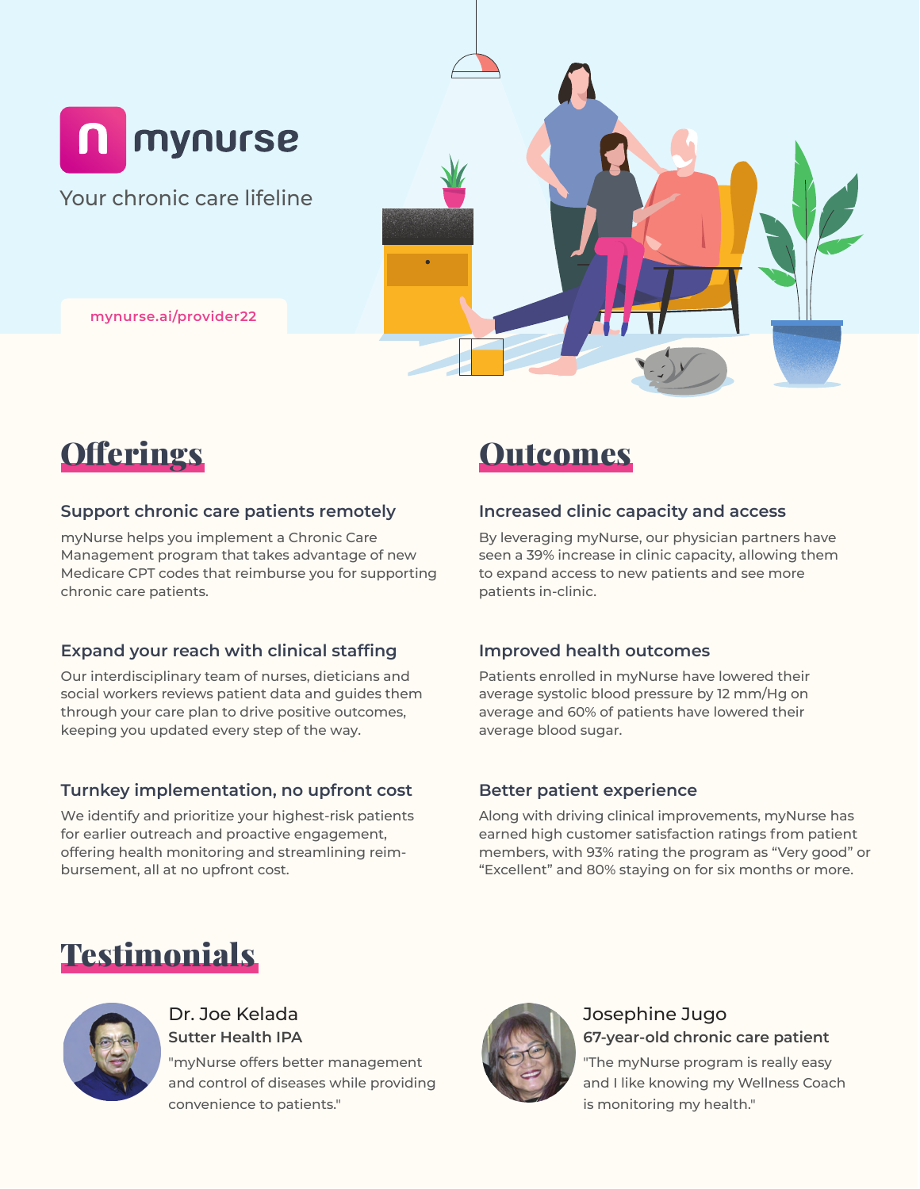# mynurse

Your chronic care lifeline

mynurse.ai/provider22

## Offerings

### Support chronic care patients remotely

myNurse helps you implement a Chronic Care Management program that takes advantage of new Medicare CPT codes that reimburse you for supporting chronic care patients.

### Expand your reach with clinical staffing

Our interdisciplinary team of nurses, dieticians and social workers reviews patient data and guides them through your care plan to drive positive outcomes, keeping you updated every step of the way.

### Turnkey implementation, no upfront cost

We identify and prioritize your highest-risk patients for earlier outreach and proactive engagement, offering health monitoring and streamlining reimbursement, all at no upfront cost.

## Outcomes

### Increased clinic capacity and access

By leveraging myNurse, our physician partners have seen a 39% increase in clinic capacity, allowing them to expand access to new patients and see more patients in-clinic.

### Improved health outcomes

Patients enrolled in myNurse have lowered their average systolic blood pressure by 12 mm/Hg on average and 60% of patients have lowered their average blood sugar.

### Better patient experience

Along with driving clinical improvements, myNurse has earned high customer satisfaction ratings from patient members, with 93% rating the program as "Very good" or "Excellent" and 80% staying on for six months or more.

## Testimonials

**Dr. Joe Kelada**
**Sutter Health IPA**
"myNurse offers better management and control of diseases while providing convenience to patients."

**Josephine Jugo**
**67-year-old chronic care patient**
"The myNurse program is really easy and I like knowing my Wellness Coach is monitoring my health."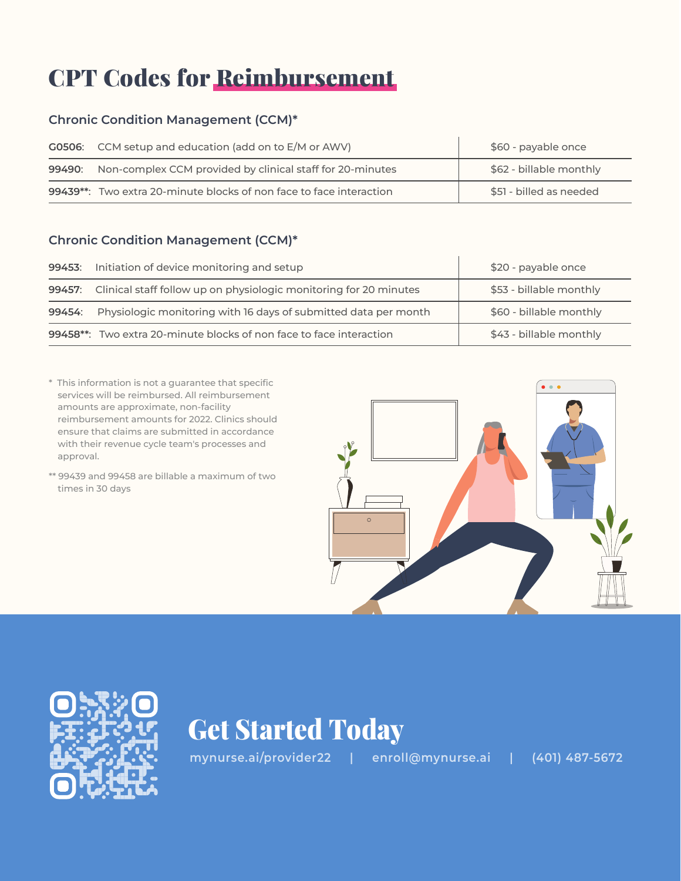# CPT Codes for Reimbursement

### Chronic Condition Management (CCM)*

| | |
|---|---|
| **G0506**: CCM setup and education (add on to E/M or AWV) | $60 - payable once |
| **99490**: Non-complex CCM provided by clinical staff for 20-minutes | $62 - billable monthly |
| **99439****: Two extra 20-minute blocks of non face to face interaction | $51 - billed as needed |

### Chronic Condition Management (CCM)*

| | |
|---|---|
| **99453**: Initiation of device monitoring and setup | $20 - payable once |
| **99457**: Clinical staff follow up on physiologic monitoring for 20 minutes | $53 - billable monthly |
| **99454**: Physiologic monitoring with 16 days of submitted data per month | $60 - billable monthly |
| **99458****: Two extra 20-minute blocks of non face to face interaction | $43 - billable monthly |

\* This information is not a guarantee that specific services will be reimbursed. All reimbursement amounts are approximate, non-facility reimbursement amounts for 2022. Clinics should ensure that claims are submitted in accordance with their revenue cycle team's processes and approval.

** 99439 and 99458 are billable a maximum of two times in 30 days

# Get Started Today

mynurse.ai/provider22 | enroll@mynurse.ai | (401) 487-5672